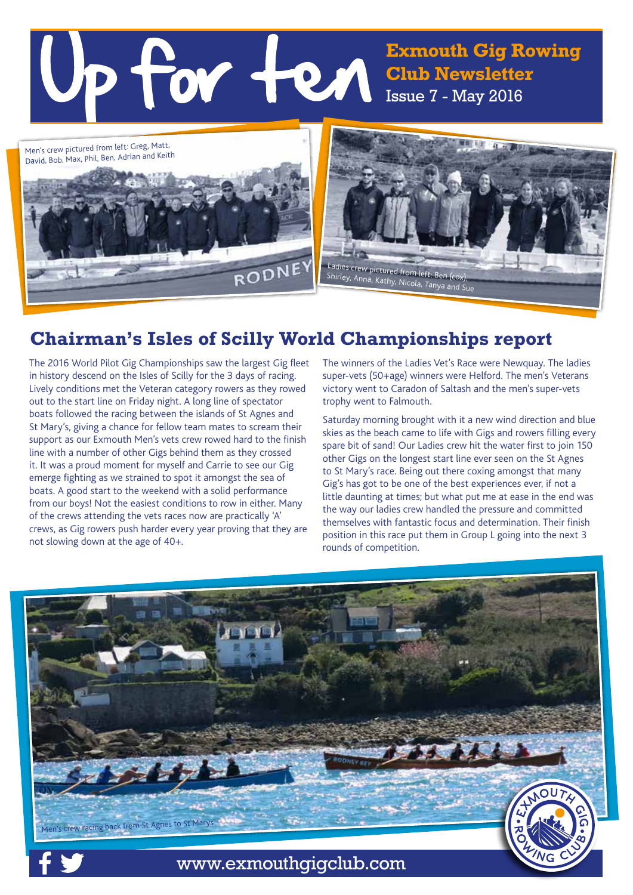# Up for ten

**Exmouth Gig Rowing Club Newsletter**
Issue 7 - May 2016

Men's crew pictured from left: Greg, Matt, David, Bob, Max, Phil, Ben, Adrian and Keith

Ladies crew pictured from left: Ben (cox), Shirley, Anna, Kathy, Nicola, Tanya and Sue

## Chairman's Isles of Scilly World Championships report

The 2016 World Pilot Gig Championships saw the largest Gig fleet in history descend on the Isles of Scilly for the 3 days of racing. Lively conditions met the Veteran category rowers as they rowed out to the start line on Friday night. A long line of spectator boats followed the racing between the islands of St Agnes and St Mary's, giving a chance for fellow team mates to scream their support as our Exmouth Men's vets crew rowed hard to the finish line with a number of other Gigs behind them as they crossed it. It was a proud moment for myself and Carrie to see our Gig emerge fighting as we strained to spot it amongst the sea of boats. A good start to the weekend with a solid performance from our boys! Not the easiest conditions to row in either. Many of the crews attending the vets races now are practically 'A' crews, as Gig rowers push harder every year proving that they are not slowing down at the age of 40+.

The winners of the Ladies Vet's Race were Newquay. The ladies super-vets (50+age) winners were Helford. The men's Veterans victory went to Caradon of Saltash and the men's super-vets trophy went to Falmouth.

Saturday morning brought with it a new wind direction and blue skies as the beach came to life with Gigs and rowers filling every spare bit of sand! Our Ladies crew hit the water first to join 150 other Gigs on the longest start line ever seen on the St Agnes to St Mary's race. Being out there coxing amongst that many Gig's has got to be one of the best experiences ever, if not a little daunting at times; but what put me at ease in the end was the way our ladies crew handled the pressure and committed themselves with fantastic focus and determination. Their finish position in this race put them in Group L going into the next 3 rounds of competition.

Men's crew racing back from St Agnes to St Marys

www.exmouthgigclub.com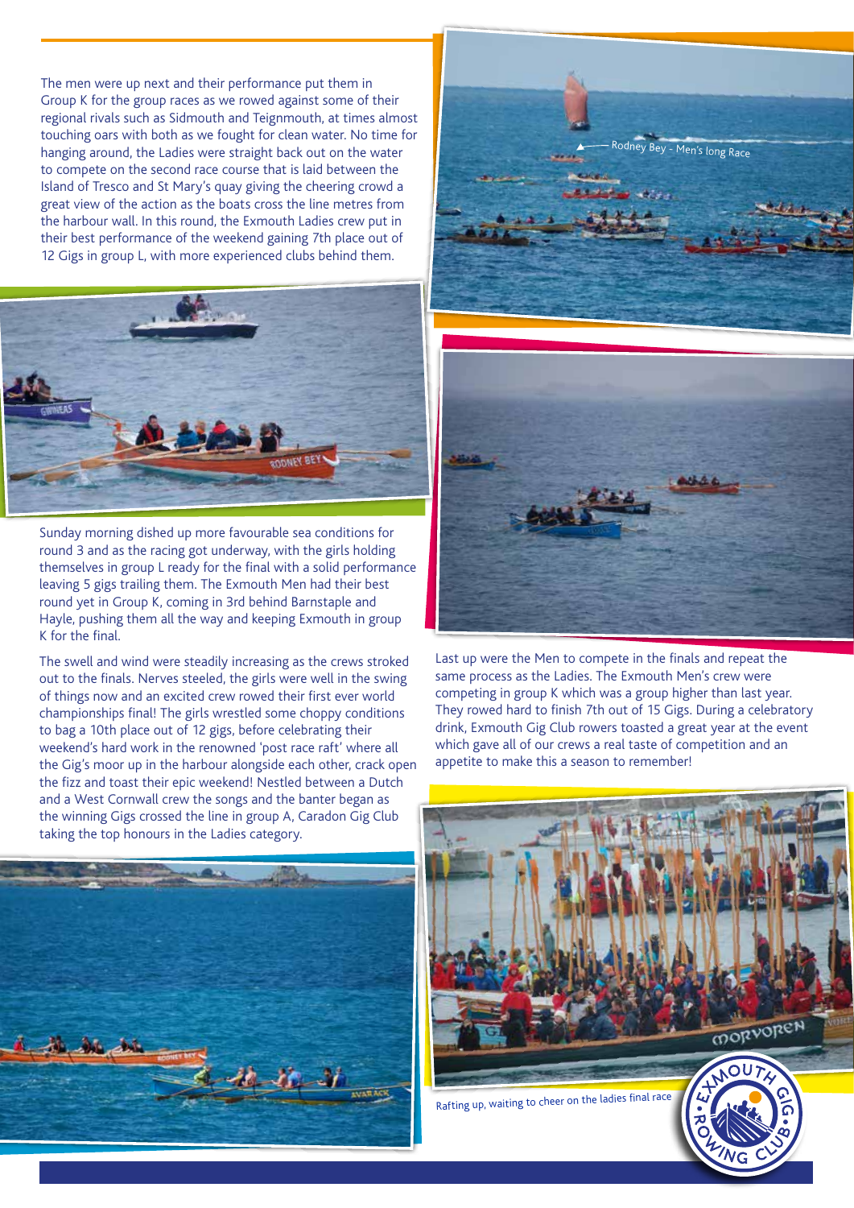The men were up next and their performance put them in Group K for the group races as we rowed against some of their regional rivals such as Sidmouth and Teignmouth, at times almost touching oars with both as we fought for clean water. No time for hanging around, the Ladies were straight back out on the water to compete on the second race course that is laid between the Island of Tresco and St Mary's quay giving the cheering crowd a great view of the action as the boats cross the line metres from the harbour wall. In this round, the Exmouth Ladies crew put in their best performance of the weekend gaining 7th place out of 12 Gigs in group L, with more experienced clubs behind them.

Rodney Bey - Men's long Race

Sunday morning dished up more favourable sea conditions for round 3 and as the racing got underway, with the girls holding themselves in group L ready for the final with a solid performance leaving 5 gigs trailing them. The Exmouth Men had their best round yet in Group K, coming in 3rd behind Barnstaple and Hayle, pushing them all the way and keeping Exmouth in group K for the final.

The swell and wind were steadily increasing as the crews stroked out to the finals. Nerves steeled, the girls were well in the swing of things now and an excited crew rowed their first ever world championships final! The girls wrestled some choppy conditions to bag a 10th place out of 12 gigs, before celebrating their weekend's hard work in the renowned 'post race raft' where all the Gig's moor up in the harbour alongside each other, crack open the fizz and toast their epic weekend! Nestled between a Dutch and a West Cornwall crew the songs and the banter began as the winning Gigs crossed the line in group A, Caradon Gig Club taking the top honours in the Ladies category.

Last up were the Men to compete in the finals and repeat the same process as the Ladies. The Exmouth Men's crew were competing in group K which was a group higher than last year. They rowed hard to finish 7th out of 15 Gigs. During a celebratory drink, Exmouth Gig Club rowers toasted a great year at the event which gave all of our crews a real taste of competition and an appetite to make this a season to remember!

Rafting up, waiting to cheer on the ladies final race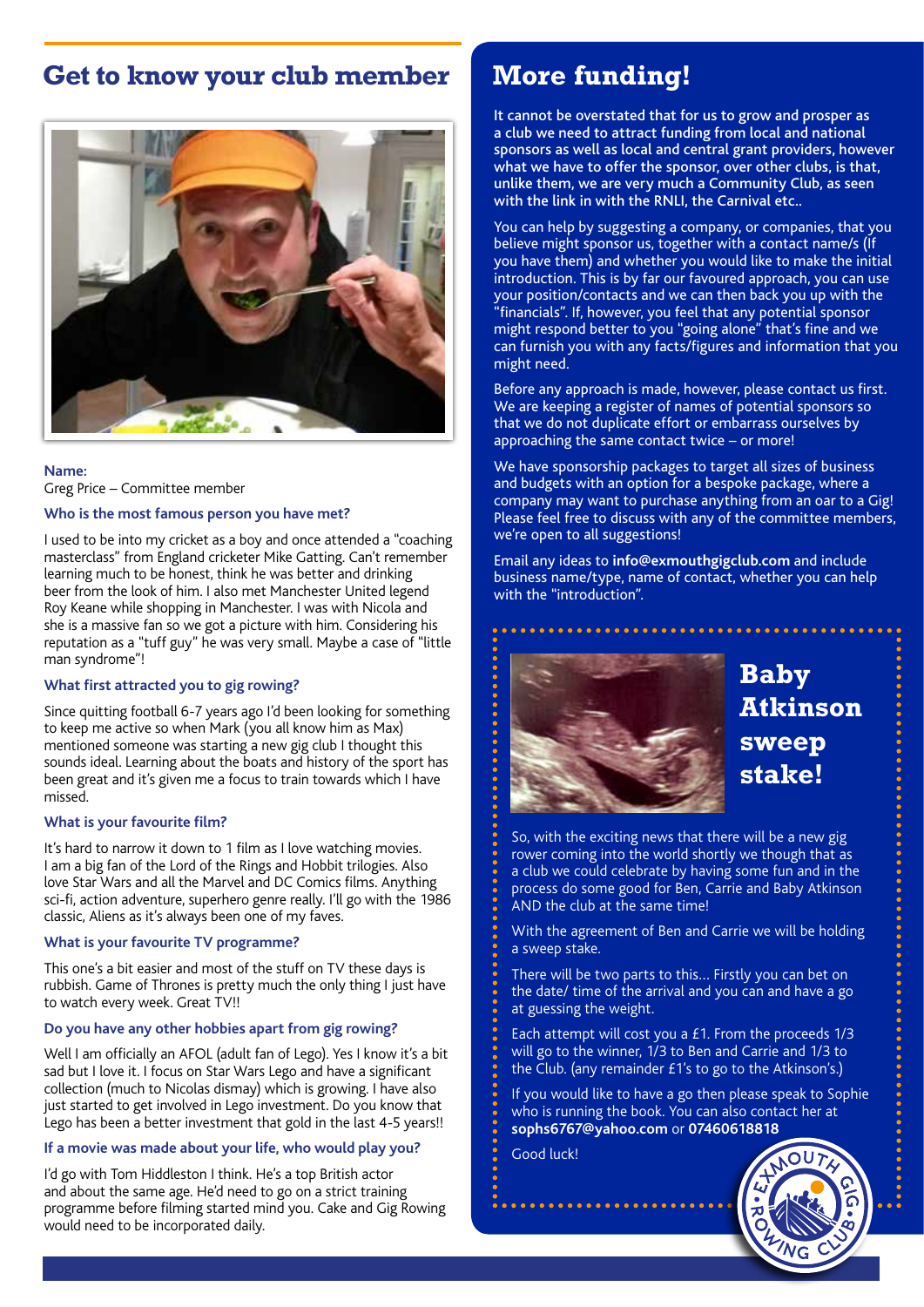## Get to know your club member

**Name:**
Greg Price – Committee member

**Who is the most famous person you have met?**

I used to be into my cricket as a boy and once attended a "coaching masterclass" from England cricketer Mike Gatting. Can't remember learning much to be honest, think he was better and drinking beer from the look of him. I also met Manchester United legend Roy Keane while shopping in Manchester. I was with Nicola and she is a massive fan so we got a picture with him. Considering his reputation as a "tuff guy" he was very small. Maybe a case of "little man syndrome"!

**What first attracted you to gig rowing?**

Since quitting football 6-7 years ago I'd been looking for something to keep me active so when Mark (you all know him as Max) mentioned someone was starting a new gig club I thought this sounds ideal. Learning about the boats and history of the sport has been great and it's given me a focus to train towards which I have missed.

**What is your favourite film?**

It's hard to narrow it down to 1 film as I love watching movies. I am a big fan of the Lord of the Rings and Hobbit trilogies. Also love Star Wars and all the Marvel and DC Comics films. Anything sci-fi, action adventure, superhero genre really. I'll go with the 1986 classic, Aliens as it's always been one of my faves.

**What is your favourite TV programme?**

This one's a bit easier and most of the stuff on TV these days is rubbish. Game of Thrones is pretty much the only thing I just have to watch every week. Great TV!!

**Do you have any other hobbies apart from gig rowing?**

Well I am officially an AFOL (adult fan of Lego). Yes I know it's a bit sad but I love it. I focus on Star Wars Lego and have a significant collection (much to Nicolas dismay) which is growing. I have also just started to get involved in Lego investment. Do you know that Lego has been a better investment that gold in the last 4-5 years!!

**If a movie was made about your life, who would play you?**

I'd go with Tom Hiddleston I think. He's a top British actor and about the same age. He'd need to go on a strict training programme before filming started mind you. Cake and Gig Rowing would need to be incorporated daily.

## More funding!

It cannot be overstated that for us to grow and prosper as a club we need to attract funding from local and national sponsors as well as local and central grant providers, however what we have to offer the sponsor, over other clubs, is that, unlike them, we are very much a Community Club, as seen with the link in with the RNLI, the Carnival etc..

You can help by suggesting a company, or companies, that you believe might sponsor us, together with a contact name/s (If you have them) and whether you would like to make the initial introduction. This is by far our favoured approach, you can use your position/contacts and we can then back you up with the "financials". If, however, you feel that any potential sponsor might respond better to you "going alone" that's fine and we can furnish you with any facts/figures and information that you might need.

Before any approach is made, however, please contact us first. We are keeping a register of names of potential sponsors so that we do not duplicate effort or embarrass ourselves by approaching the same contact twice – or more!

We have sponsorship packages to target all sizes of business and budgets with an option for a bespoke package, where a company may want to purchase anything from an oar to a Gig! Please feel free to discuss with any of the committee members, we're open to all suggestions!

Email any ideas to **info@exmouthgigclub.com** and include business name/type, name of contact, whether you can help with the "introduction".

## Baby Atkinson sweep stake!

So, with the exciting news that there will be a new gig rower coming into the world shortly we though that as a club we could celebrate by having some fun and in the process do some good for Ben, Carrie and Baby Atkinson AND the club at the same time!

With the agreement of Ben and Carrie we will be holding a sweep stake.

There will be two parts to this... Firstly you can bet on the date/ time of the arrival and you can and have a go at guessing the weight.

Each attempt will cost you a £1. From the proceeds 1/3 will go to the winner, 1/3 to Ben and Carrie and 1/3 to the Club. (any remainder £1's to go to the Atkinson's.)

If you would like to have a go then please speak to Sophie who is running the book. You can also contact her at **sophs6767@yahoo.com** or **07460618818**

Good luck!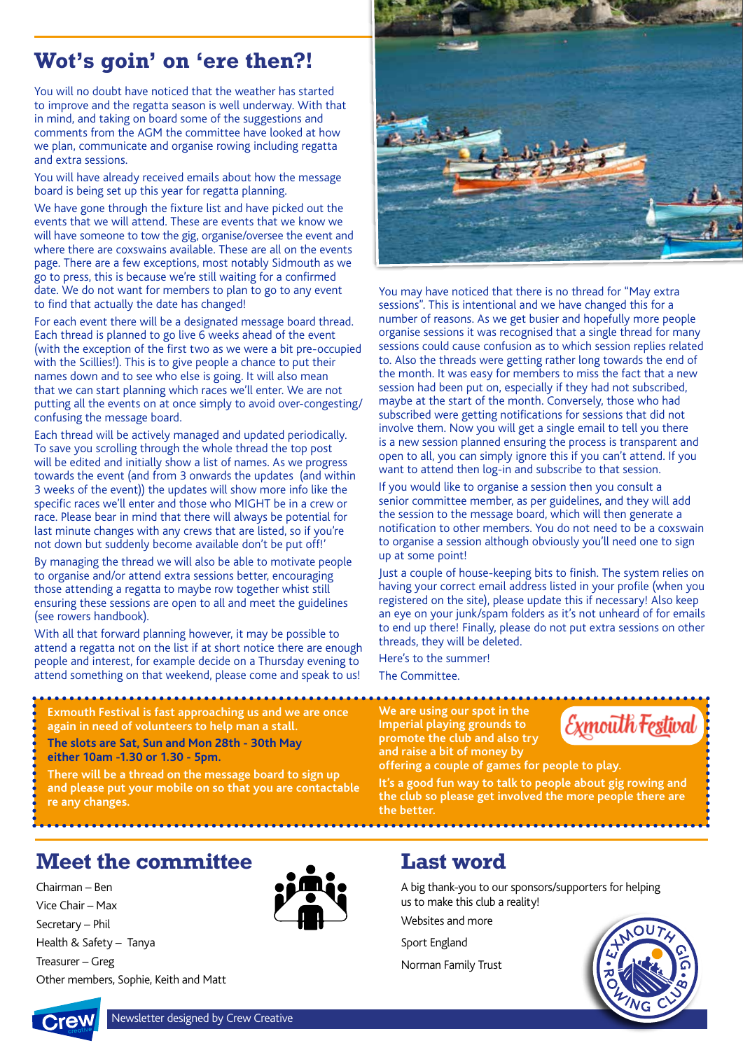# Wot's goin' on 'ere then?!

You will no doubt have noticed that the weather has started to improve and the regatta season is well underway. With that in mind, and taking on board some of the suggestions and comments from the AGM the committee have looked at how we plan, communicate and organise rowing including regatta and extra sessions.

You will have already received emails about how the message board is being set up this year for regatta planning.

We have gone through the fixture list and have picked out the events that we will attend. These are events that we know we will have someone to tow the gig, organise/oversee the event and where there are coxswains available. These are all on the events page. There are a few exceptions, most notably Sidmouth as we go to press, this is because we're still waiting for a confirmed date. We do not want for members to plan to go to any event to find that actually the date has changed!

For each event there will be a designated message board thread. Each thread is planned to go live 6 weeks ahead of the event (with the exception of the first two as we were a bit pre-occupied with the Scillies!). This is to give people a chance to put their names down and to see who else is going. It will also mean that we can start planning which races we'll enter. We are not putting all the events on at once simply to avoid over-congesting/confusing the message board.

Each thread will be actively managed and updated periodically. To save you scrolling through the whole thread the top post will be edited and initially show a list of names. As we progress towards the event (and from 3 onwards the updates (and within 3 weeks of the event)) the updates will show more info like the specific races we'll enter and those who MIGHT be in a crew or race. Please bear in mind that there will always be potential for last minute changes with any crews that are listed, so if you're not down but suddenly become available don't be put off!'

By managing the thread we will also be able to motivate people to organise and/or attend extra sessions better, encouraging those attending a regatta to maybe row together whilst still ensuring these sessions are open to all and meet the guidelines (see rowers handbook).

With all that forward planning however, it may be possible to attend a regatta not on the list if at short notice there are enough people and interest, for example decide on a Thursday evening to attend something on that weekend, please come and speak to us!

You may have noticed that there is no thread for "May extra sessions". This is intentional and we have changed this for a number of reasons. As we get busier and hopefully more people organise sessions it was recognised that a single thread for many sessions could cause confusion as to which session replies related to. Also the threads were getting rather long towards the end of the month. It was easy for members to miss the fact that a new session had been put on, especially if they had not subscribed, maybe at the start of the month. Conversely, those who had subscribed were getting notifications for sessions that did not involve them. Now you will get a single email to tell you there is a new session planned ensuring the process is transparent and open to all, you can simply ignore this if you can't attend. If you want to attend then log-in and subscribe to that session.

If you would like to organise a session then you consult a senior committee member, as per guidelines, and they will add the session to the message board, which will then generate a notification to other members. You do not need to be a coxswain to organise a session although obviously you'll need one to sign up at some point!

Just a couple of house-keeping bits to finish. The system relies on having your correct email address listed in your profile (when you registered on the site), please update this if necessary! Also keep an eye on your junk/spam folders as it's not unheard of for emails to end up there! Finally, please do not put extra sessions on other threads, they will be deleted.

Here's to the summer!

The Committee.

**Exmouth Festival is fast approaching us and we are once again in need of volunteers to help man a stall.**

**The slots are Sat, Sun and Mon 28th - 30th May either 10am -1.30 or 1.30 - 5pm.**

**There will be a thread on the message board to sign up and please put your mobile on so that you are contactable re any changes.**

**We are using our spot in the Imperial playing grounds to promote the club and also try and raise a bit of money by offering a couple of games for people to play.**

**It's a good fun way to talk to people about gig rowing and the club so please get involved the more people there are the better.**

Exmouth Festival

## Meet the committee

Chairman – Ben

Vice Chair – Max

Secretary – Phil

Health & Safety – Tanya

Treasurer – Greg

Other members, Sophie, Keith and Matt

## Last word

A big thank-you to our sponsors/supporters for helping us to make this club a reality!

Websites and more

Sport England

Norman Family Trust

Newsletter designed by Crew Creative